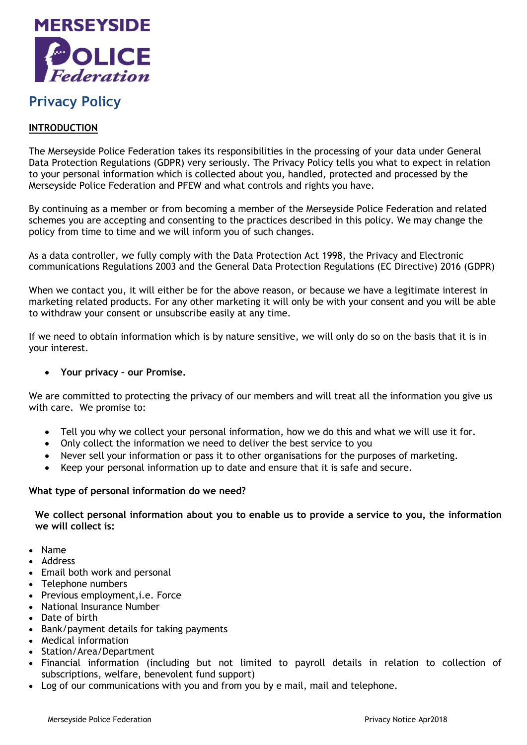MERSEYSIDE POLICE Federation

# Privacy Policy

## INTRODUCTION

The Merseyside Police Federation takes its responsibilities in the processing of your data under General Data Protection Regulations (GDPR) very seriously. The Privacy Policy tells you what to expect in relation to your personal information which is collected about you, handled, protected and processed by the Merseyside Police Federation and PFEW and what controls and rights you have.

By continuing as a member or from becoming a member of the Merseyside Police Federation and related schemes you are accepting and consenting to the practices described in this policy. We may change the policy from time to time and we will inform you of such changes.

As a data controller, we fully comply with the Data Protection Act 1998, the Privacy and Electronic communications Regulations 2003 and the General Data Protection Regulations (EC Directive) 2016 (GDPR)

When we contact you, it will either be for the above reason, or because we have a legitimate interest in marketing related products. For any other marketing it will only be with your consent and you will be able to withdraw your consent or unsubscribe easily at any time.

If we need to obtain information which is by nature sensitive, we will only do so on the basis that it is in your interest.

- **Your privacy – our Promise.**

We are committed to protecting the privacy of our members and will treat all the information you give us with care. We promise to:

- Tell you why we collect your personal information, how we do this and what we will use it for.
- Only collect the information we need to deliver the best service to you
- Never sell your information or pass it to other organisations for the purposes of marketing.
- Keep your personal information up to date and ensure that it is safe and secure.

**What type of personal information do we need?**

**We collect personal information about you to enable us to provide a service to you, the information we will collect is:**

- Name
- Address
- Email both work and personal
- Telephone numbers
- Previous employment,i.e. Force
- National Insurance Number
- Date of birth
- Bank/payment details for taking payments
- Medical information
- Station/Area/Department
- Financial information (including but not limited to payroll details in relation to collection of subscriptions, welfare, benevolent fund support)
- Log of our communications with you and from you by e mail, mail and telephone.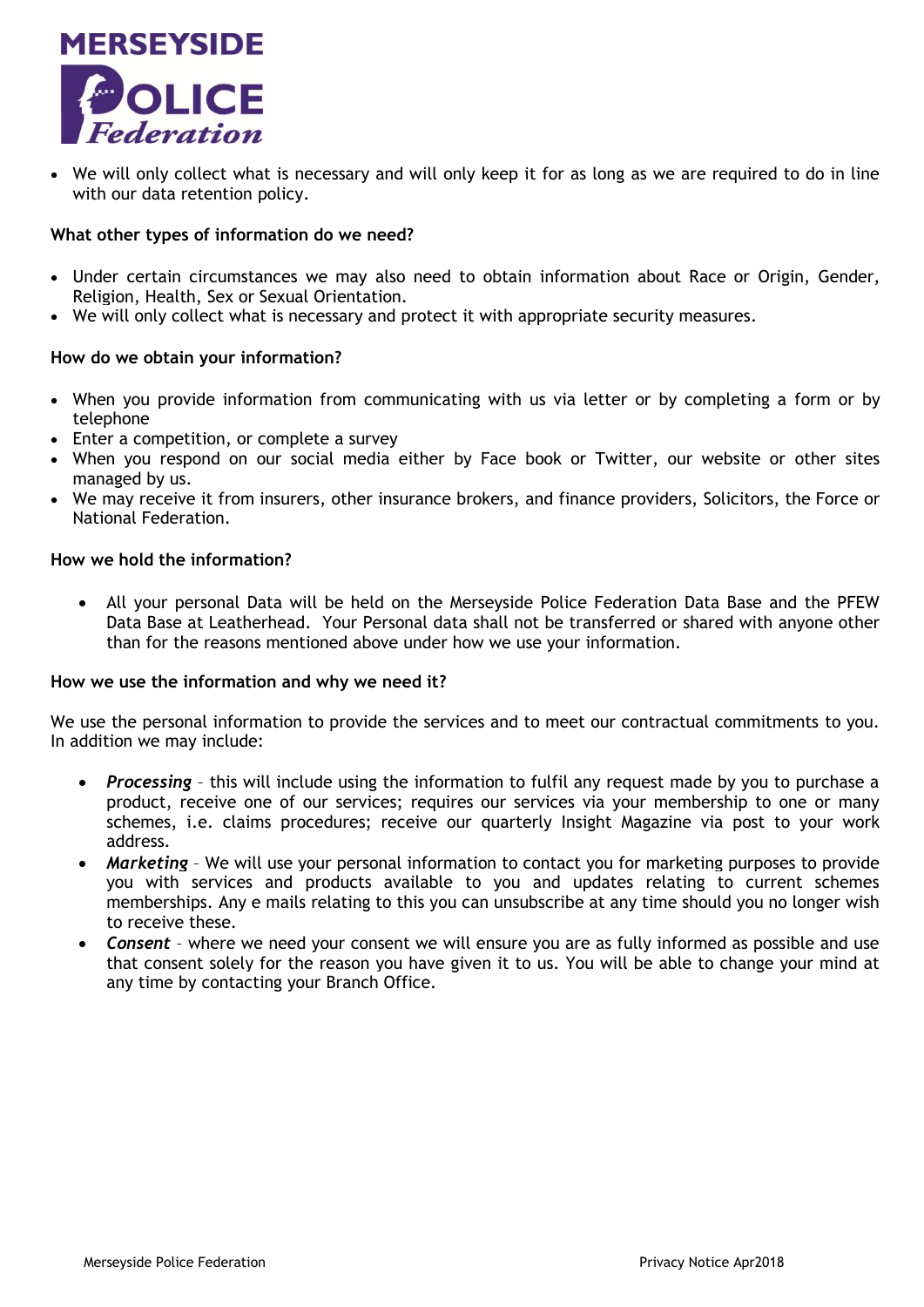- We will only collect what is necessary and will only keep it for as long as we are required to do in line with our data retention policy.

**What other types of information do we need?**

- Under certain circumstances we may also need to obtain information about Race or Origin, Gender, Religion, Health, Sex or Sexual Orientation.
- We will only collect what is necessary and protect it with appropriate security measures.

**How do we obtain your information?**

- When you provide information from communicating with us via letter or by completing a form or by telephone
- Enter a competition, or complete a survey
- When you respond on our social media either by Face book or Twitter, our website or other sites managed by us.
- We may receive it from insurers, other insurance brokers, and finance providers, Solicitors, the Force or National Federation.

**How we hold the information?**

- All your personal Data will be held on the Merseyside Police Federation Data Base and the PFEW Data Base at Leatherhead. Your Personal data shall not be transferred or shared with anyone other than for the reasons mentioned above under how we use your information.

**How we use the information and why we need it?**

We use the personal information to provide the services and to meet our contractual commitments to you. In addition we may include:

- ***Processing*** – this will include using the information to fulfil any request made by you to purchase a product, receive one of our services; requires our services via your membership to one or many schemes, i.e. claims procedures; receive our quarterly Insight Magazine via post to your work address.
- ***Marketing*** – We will use your personal information to contact you for marketing purposes to provide you with services and products available to you and updates relating to current schemes memberships. Any e mails relating to this you can unsubscribe at any time should you no longer wish to receive these.
- ***Consent*** – where we need your consent we will ensure you are as fully informed as possible and use that consent solely for the reason you have given it to us. You will be able to change your mind at any time by contacting your Branch Office.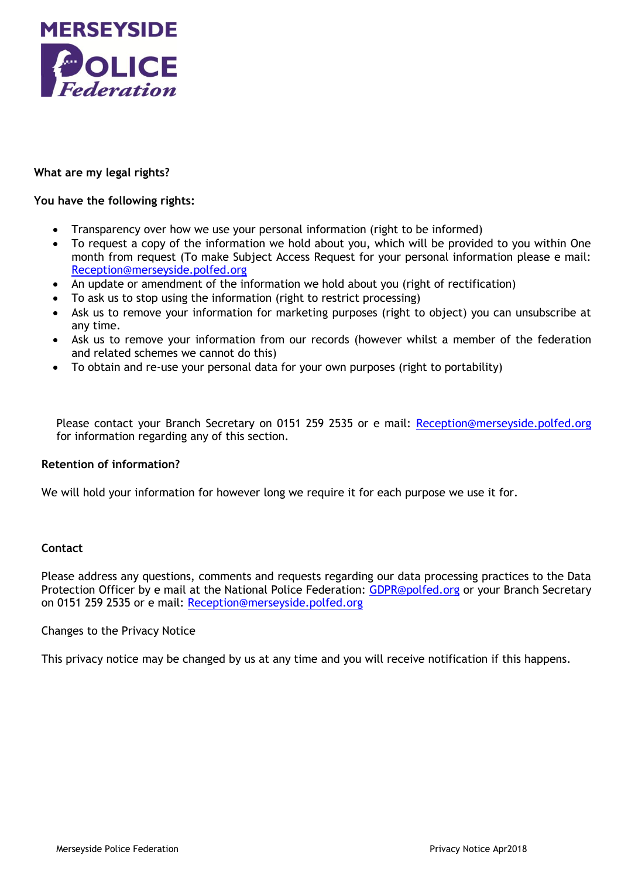**What are my legal rights?**

**You have the following rights:**

- Transparency over how we use your personal information (right to be informed)
- To request a copy of the information we hold about you, which will be provided to you within One month from request (To make Subject Access Request for your personal information please e mail: Reception@merseyside.polfed.org
- An update or amendment of the information we hold about you (right of rectification)
- To ask us to stop using the information (right to restrict processing)
- Ask us to remove your information for marketing purposes (right to object) you can unsubscribe at any time.
- Ask us to remove your information from our records (however whilst a member of the federation and related schemes we cannot do this)
- To obtain and re-use your personal data for your own purposes (right to portability)

Please contact your Branch Secretary on 0151 259 2535 or e mail: Reception@merseyside.polfed.org for information regarding any of this section.

**Retention of information?**

We will hold your information for however long we require it for each purpose we use it for.

**Contact**

Please address any questions, comments and requests regarding our data processing practices to the Data Protection Officer by e mail at the National Police Federation: GDPR@polfed.org or your Branch Secretary on 0151 259 2535 or e mail: Reception@merseyside.polfed.org

Changes to the Privacy Notice

This privacy notice may be changed by us at any time and you will receive notification if this happens.